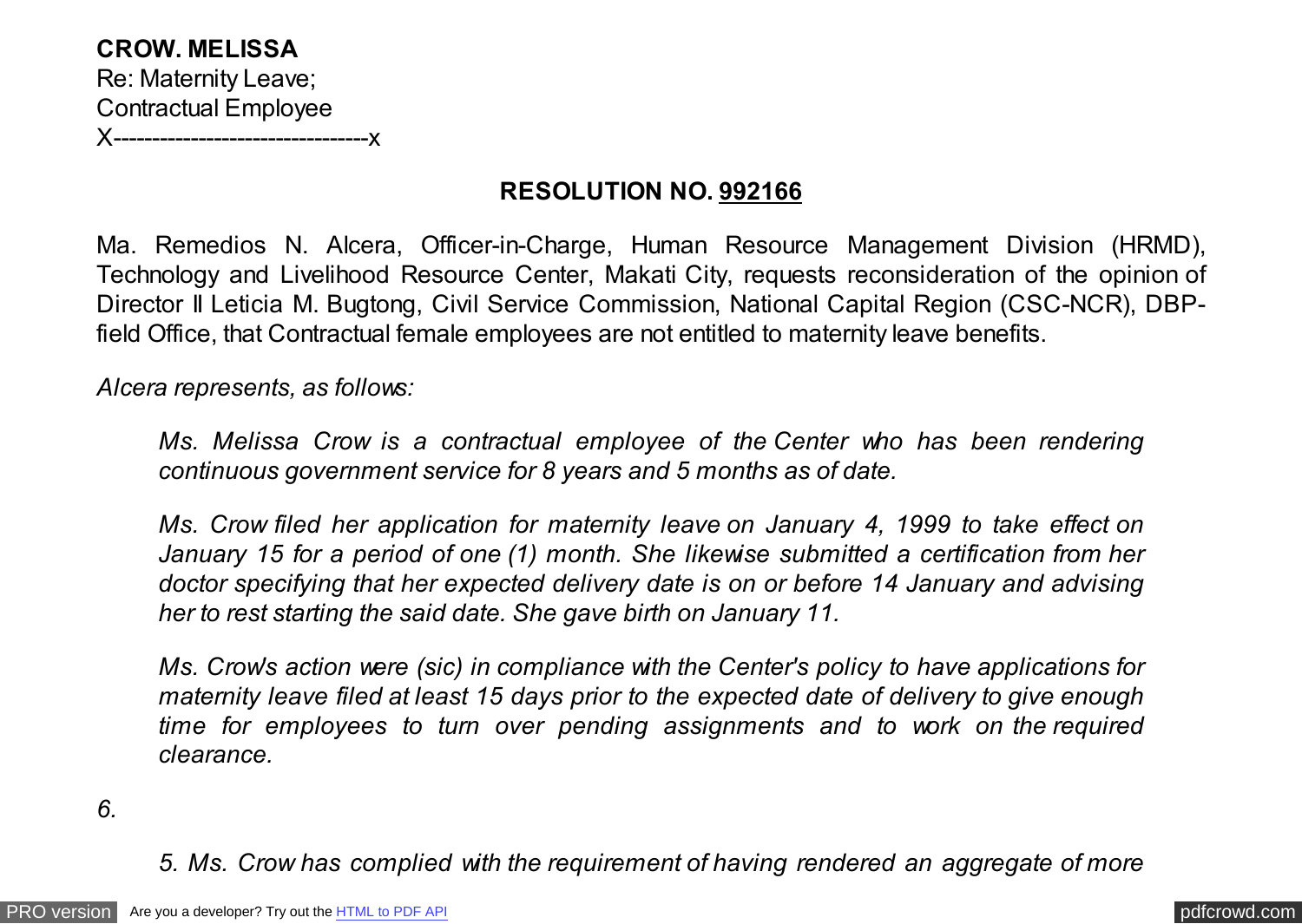**CROW. MELISSA**
Re: Maternity Leave;
Contractual Employee
X---------------------------------x

**RESOLUTION NO. 992166**

Ma. Remedios N. Alcera, Officer-in-Charge, Human Resource Management Division (HRMD), Technology and Livelihood Resource Center, Makati City, requests reconsideration of the opinion of Director II Leticia M. Bugtong, Civil Service Commission, National Capital Region (CSC-NCR), DBP-field Office, that Contractual female employees are not entitled to maternity leave benefits.

*Alcera represents, as follows:*

> *Ms. Melissa Crow is a contractual employee of the Center who has been rendering continuous government service for 8 years and 5 months as of date.*
>
> *Ms. Crow filed her application for maternity leave on January 4, 1999 to take effect on January 15 for a period of one (1) month. She likewise submitted a certification from her doctor specifying that her expected delivery date is on or before 14 January and advising her to rest starting the said date. She gave birth on January 11.*
>
> *Ms. Crow's action were (sic) in compliance with the Center's policy to have applications for maternity leave filed at least 15 days prior to the expected date of delivery to give enough time for employees to turn over pending assignments and to work on the required clearance.*

*6.*

> *5. Ms. Crow has complied with the requirement of having rendered an aggregate of more*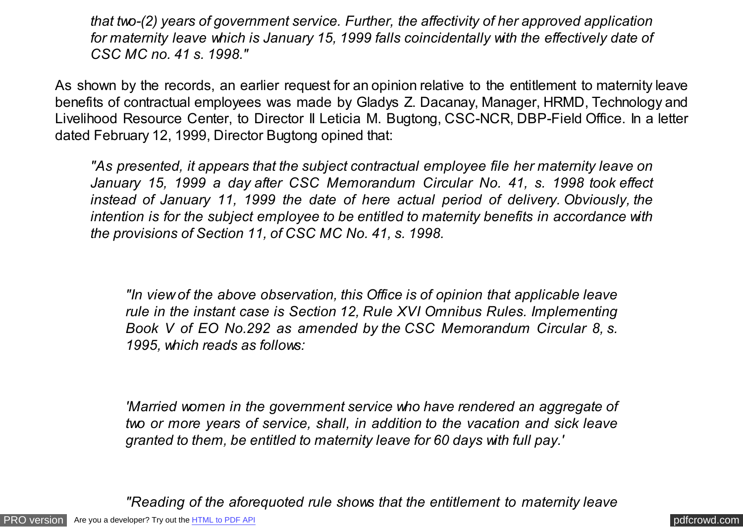*that two-(2) years of government service. Further, the affectivity of her approved application for maternity leave which is January 15, 1999 falls coincidentally with the effectively date of CSC MC no. 41 s. 1998."*

As shown by the records, an earlier request for an opinion relative to the entitlement to maternity leave benefits of contractual employees was made by Gladys Z. Dacanay, Manager, HRMD, Technology and Livelihood Resource Center, to Director II Leticia M. Bugtong, CSC-NCR, DBP-Field Office. In a letter dated February 12, 1999, Director Bugtong opined that:

> *"As presented, it appears that the subject contractual employee file her maternity leave on January 15, 1999 a day after CSC Memorandum Circular No. 41, s. 1998 took effect instead of January 11, 1999 the date of here actual period of delivery. Obviously, the intention is for the subject employee to be entitled to maternity benefits in accordance with the provisions of Section 11, of CSC MC No. 41, s. 1998.*
>
> > *"In view of the above observation, this Office is of opinion that applicable leave rule in the instant case is Section 12, Rule XVI Omnibus Rules. Implementing Book V of EO No.292 as amended by the CSC Memorandum Circular 8, s. 1995, which reads as follows:*
> >
> > *'Married women in the government service who have rendered an aggregate of two or more years of service, shall, in addition to the vacation and sick leave granted to them, be entitled to maternity leave for 60 days with full pay.'*
> >
> > *"Reading of the aforequoted rule shows that the entitlement to maternity leave*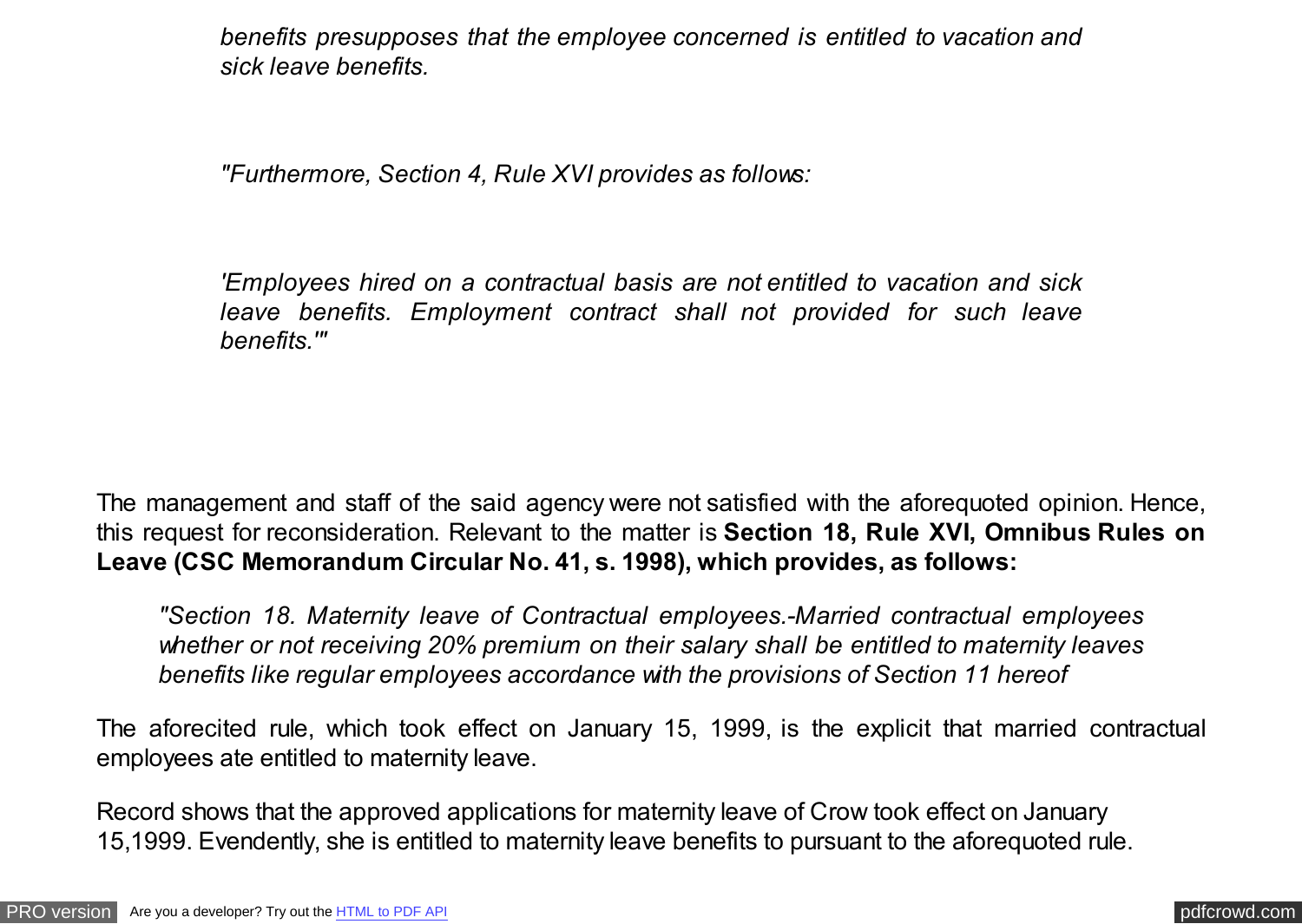*benefits presupposes that the employee concerned is entitled to vacation and sick leave benefits.*

*"Furthermore, Section 4, Rule XVI provides as follows:*

*'Employees hired on a contractual basis are not entitled to vacation and sick leave benefits. Employment contract shall not provided for such leave benefits.'"*

The management and staff of the said agency were not satisfied with the aforequoted opinion. Hence, this request for reconsideration. Relevant to the matter is **Section 18, Rule XVI, Omnibus Rules on Leave (CSC Memorandum Circular No. 41, s. 1998), which provides, as follows:**

> *"Section 18. Maternity leave of Contractual employees.-Married contractual employees whether or not receiving 20% premium on their salary shall be entitled to maternity leaves benefits like regular employees accordance with the provisions of Section 11 hereof*

The aforecited rule, which took effect on January 15, 1999, is the explicit that married contractual employees ate entitled to maternity leave.

Record shows that the approved applications for maternity leave of Crow took effect on January 15,1999. Evendently, she is entitled to maternity leave benefits to pursuant to the aforequoted rule.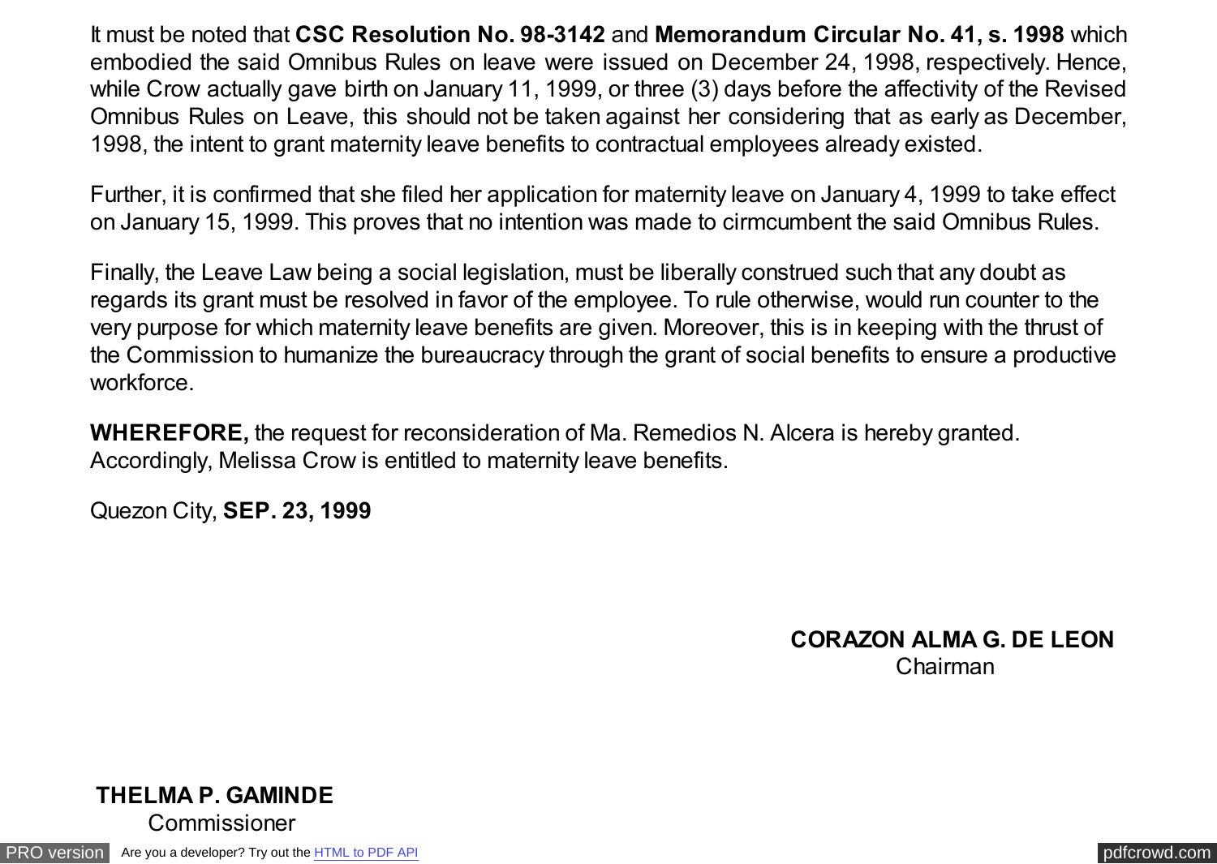It must be noted that **CSC Resolution No. 98-3142** and **Memorandum Circular No. 41, s. 1998** which embodied the said Omnibus Rules on leave were issued on December 24, 1998, respectively. Hence, while Crow actually gave birth on January 11, 1999, or three (3) days before the affectivity of the Revised Omnibus Rules on Leave, this should not be taken against her considering that as early as December, 1998, the intent to grant maternity leave benefits to contractual employees already existed.

Further, it is confirmed that she filed her application for maternity leave on January 4, 1999 to take effect on January 15, 1999. This proves that no intention was made to cirmcumbent the said Omnibus Rules.

Finally, the Leave Law being a social legislation, must be liberally construed such that any doubt as regards its grant must be resolved in favor of the employee. To rule otherwise, would run counter to the very purpose for which maternity leave benefits are given. Moreover, this is in keeping with the thrust of the Commission to humanize the bureaucracy through the grant of social benefits to ensure a productive workforce.

**WHEREFORE,** the request for reconsideration of Ma. Remedios N. Alcera is hereby granted. Accordingly, Melissa Crow is entitled to maternity leave benefits.

Quezon City, **SEP. 23, 1999**

**CORAZON ALMA G. DE LEON**
Chairman

**THELMA P. GAMINDE**
Commissioner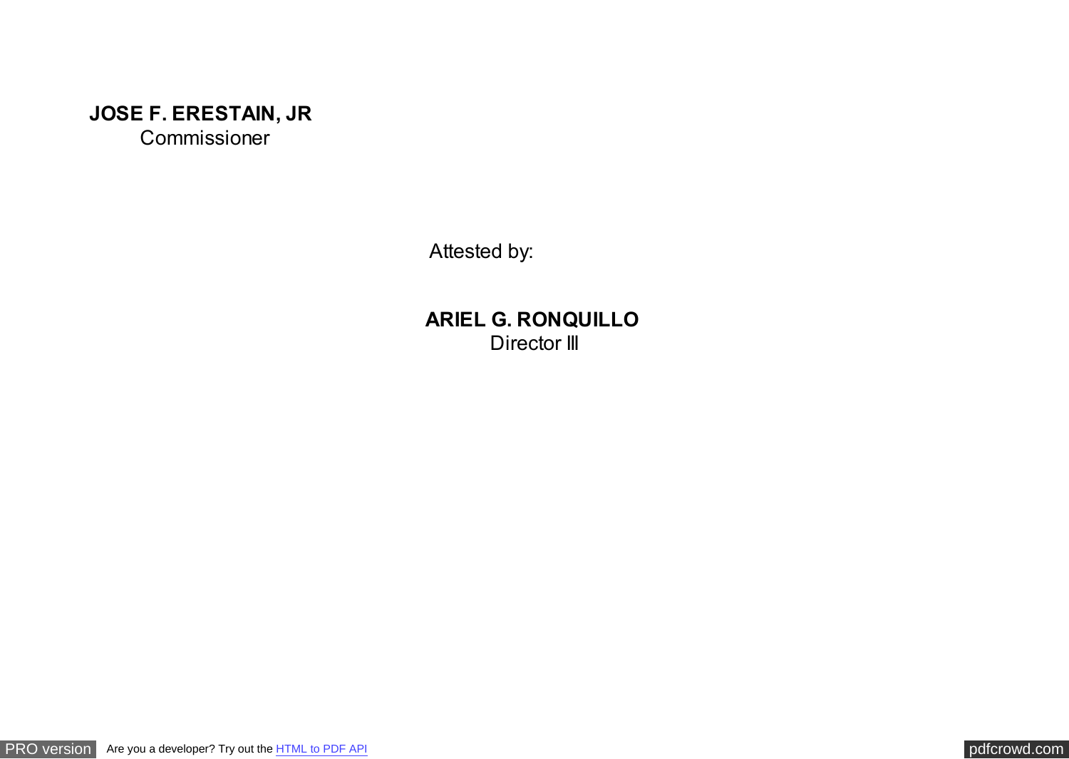**JOSE F. ERESTAIN, JR**
Commissioner

Attested by:

**ARIEL G. RONQUILLO**
Director III